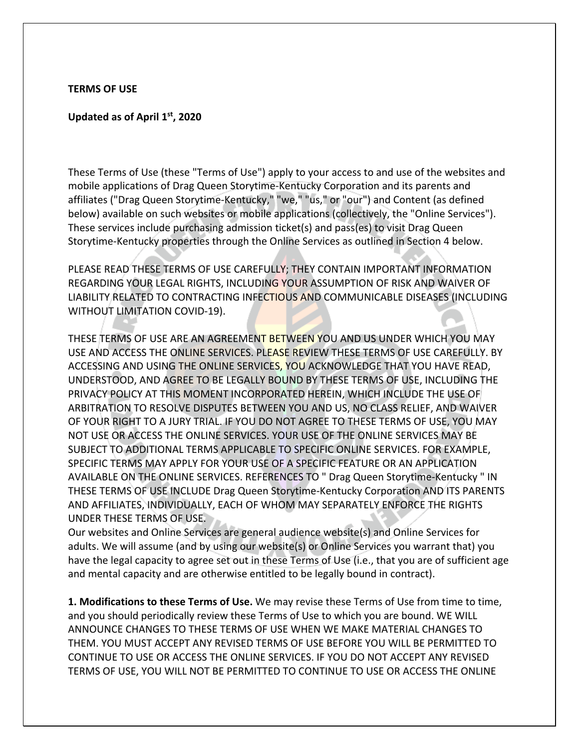**TERMS OF USE**

**Updated as of April 1st, 2020**

These Terms of Use (these "Terms of Use") apply to your access to and use of the websites and mobile applications of Drag Queen Storytime-Kentucky Corporation and its parents and affiliates ("Drag Queen Storytime-Kentucky," "we," "us," or "our") and Content (as defined below) available on such websites or mobile applications (collectively, the "Online Services"). These services include purchasing admission ticket(s) and pass(es) to visit Drag Queen Storytime-Kentucky properties through the Online Services as outlined in Section 4 below.

PLEASE READ THESE TERMS OF USE CAREFULLY; THEY CONTAIN IMPORTANT INFORMATION REGARDING YOUR LEGAL RIGHTS, INCLUDING YOUR ASSUMPTION OF RISK AND WAIVER OF LIABILITY RELATED TO CONTRACTING INFECTIOUS AND COMMUNICABLE DISEASES (INCLUDING WITHOUT LIMITATION COVID-19).

THESE TERMS OF USE ARE AN AGREEMENT BETWEEN YOU AND US UNDER WHICH YOU MAY USE AND ACCESS THE ONLINE SERVICES. PLEASE REVIEW THESE TERMS OF USE CAREFULLY. BY ACCESSING AND USING THE ONLINE SERVICES, YOU ACKNOWLEDGE THAT YOU HAVE READ, UNDERSTOOD, AND AGREE TO BE LEGALLY BOUND BY THESE TERMS OF USE, INCLUDING THE PRIVACY POLICY AT THIS MOMENT INCORPORATED HEREIN, WHICH INCLUDE THE USE OF ARBITRATION TO RESOLVE DISPUTES BETWEEN YOU AND US, NO CLASS RELIEF, AND WAIVER OF YOUR RIGHT TO A JURY TRIAL. IF YOU DO NOT AGREE TO THESE TERMS OF USE, YOU MAY NOT USE OR ACCESS THE ONLINE SERVICES. YOUR USE OF THE ONLINE SERVICES MAY BE SUBJECT TO ADDITIONAL TERMS APPLICABLE TO SPECIFIC ONLINE SERVICES. FOR EXAMPLE, SPECIFIC TERMS MAY APPLY FOR YOUR USE OF A SPECIFIC FEATURE OR AN APPLICATION AVAILABLE ON THE ONLINE SERVICES. REFERENCES TO " Drag Queen Storytime-Kentucky " IN THESE TERMS OF USE INCLUDE Drag Queen Storytime-Kentucky Corporation AND ITS PARENTS AND AFFILIATES, INDIVIDUALLY, EACH OF WHOM MAY SEPARATELY ENFORCE THE RIGHTS UNDER THESE TERMS OF USE.

Our websites and Online Services are general audience website(s) and Online Services for adults. We will assume (and by using our website(s) or Online Services you warrant that) you have the legal capacity to agree set out in these Terms of Use (i.e., that you are of sufficient age and mental capacity and are otherwise entitled to be legally bound in contract).

**1. Modifications to these Terms of Use.** We may revise these Terms of Use from time to time, and you should periodically review these Terms of Use to which you are bound. WE WILL ANNOUNCE CHANGES TO THESE TERMS OF USE WHEN WE MAKE MATERIAL CHANGES TO THEM. YOU MUST ACCEPT ANY REVISED TERMS OF USE BEFORE YOU WILL BE PERMITTED TO CONTINUE TO USE OR ACCESS THE ONLINE SERVICES. IF YOU DO NOT ACCEPT ANY REVISED TERMS OF USE, YOU WILL NOT BE PERMITTED TO CONTINUE TO USE OR ACCESS THE ONLINE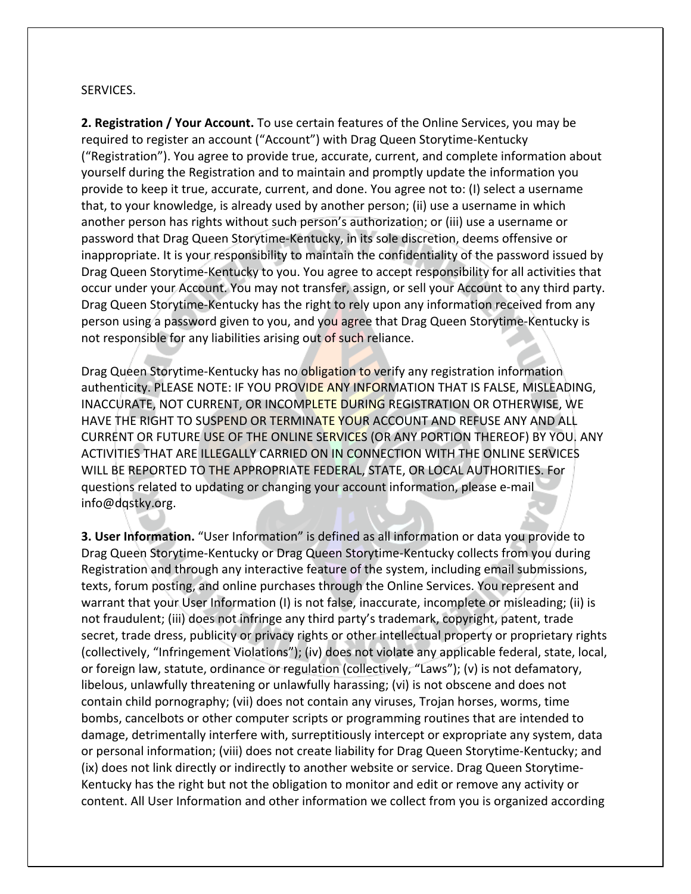SERVICES.

**2. Registration / Your Account.** To use certain features of the Online Services, you may be required to register an account (“Account”) with Drag Queen Storytime-Kentucky (“Registration”). You agree to provide true, accurate, current, and complete information about yourself during the Registration and to maintain and promptly update the information you provide to keep it true, accurate, current, and done. You agree not to: (I) select a username that, to your knowledge, is already used by another person; (ii) use a username in which another person has rights without such person’s authorization; or (iii) use a username or password that Drag Queen Storytime-Kentucky, in its sole discretion, deems offensive or inappropriate. It is your responsibility to maintain the confidentiality of the password issued by Drag Queen Storytime-Kentucky to you. You agree to accept responsibility for all activities that occur under your Account. You may not transfer, assign, or sell your Account to any third party. Drag Queen Storytime-Kentucky has the right to rely upon any information received from any person using a password given to you, and you agree that Drag Queen Storytime-Kentucky is not responsible for any liabilities arising out of such reliance.

Drag Queen Storytime-Kentucky has no obligation to verify any registration information authenticity. PLEASE NOTE: IF YOU PROVIDE ANY INFORMATION THAT IS FALSE, MISLEADING, INACCURATE, NOT CURRENT, OR INCOMPLETE DURING REGISTRATION OR OTHERWISE, WE HAVE THE RIGHT TO SUSPEND OR TERMINATE YOUR ACCOUNT AND REFUSE ANY AND ALL CURRENT OR FUTURE USE OF THE ONLINE SERVICES (OR ANY PORTION THEREOF) BY YOU. ANY ACTIVITIES THAT ARE ILLEGALLY CARRIED ON IN CONNECTION WITH THE ONLINE SERVICES WILL BE REPORTED TO THE APPROPRIATE FEDERAL, STATE, OR LOCAL AUTHORITIES. For questions related to updating or changing your account information, please e-mail info@dqstky.org.

**3. User Information.** “User Information” is defined as all information or data you provide to Drag Queen Storytime-Kentucky or Drag Queen Storytime-Kentucky collects from you during Registration and through any interactive feature of the system, including email submissions, texts, forum posting, and online purchases through the Online Services. You represent and warrant that your User Information (I) is not false, inaccurate, incomplete or misleading; (ii) is not fraudulent; (iii) does not infringe any third party’s trademark, copyright, patent, trade secret, trade dress, publicity or privacy rights or other intellectual property or proprietary rights (collectively, “Infringement Violations”); (iv) does not violate any applicable federal, state, local, or foreign law, statute, ordinance or regulation (collectively, “Laws”); (v) is not defamatory, libelous, unlawfully threatening or unlawfully harassing; (vi) is not obscene and does not contain child pornography; (vii) does not contain any viruses, Trojan horses, worms, time bombs, cancelbots or other computer scripts or programming routines that are intended to damage, detrimentally interfere with, surreptitiously intercept or expropriate any system, data or personal information; (viii) does not create liability for Drag Queen Storytime-Kentucky; and (ix) does not link directly or indirectly to another website or service. Drag Queen Storytime-Kentucky has the right but not the obligation to monitor and edit or remove any activity or content. All User Information and other information we collect from you is organized according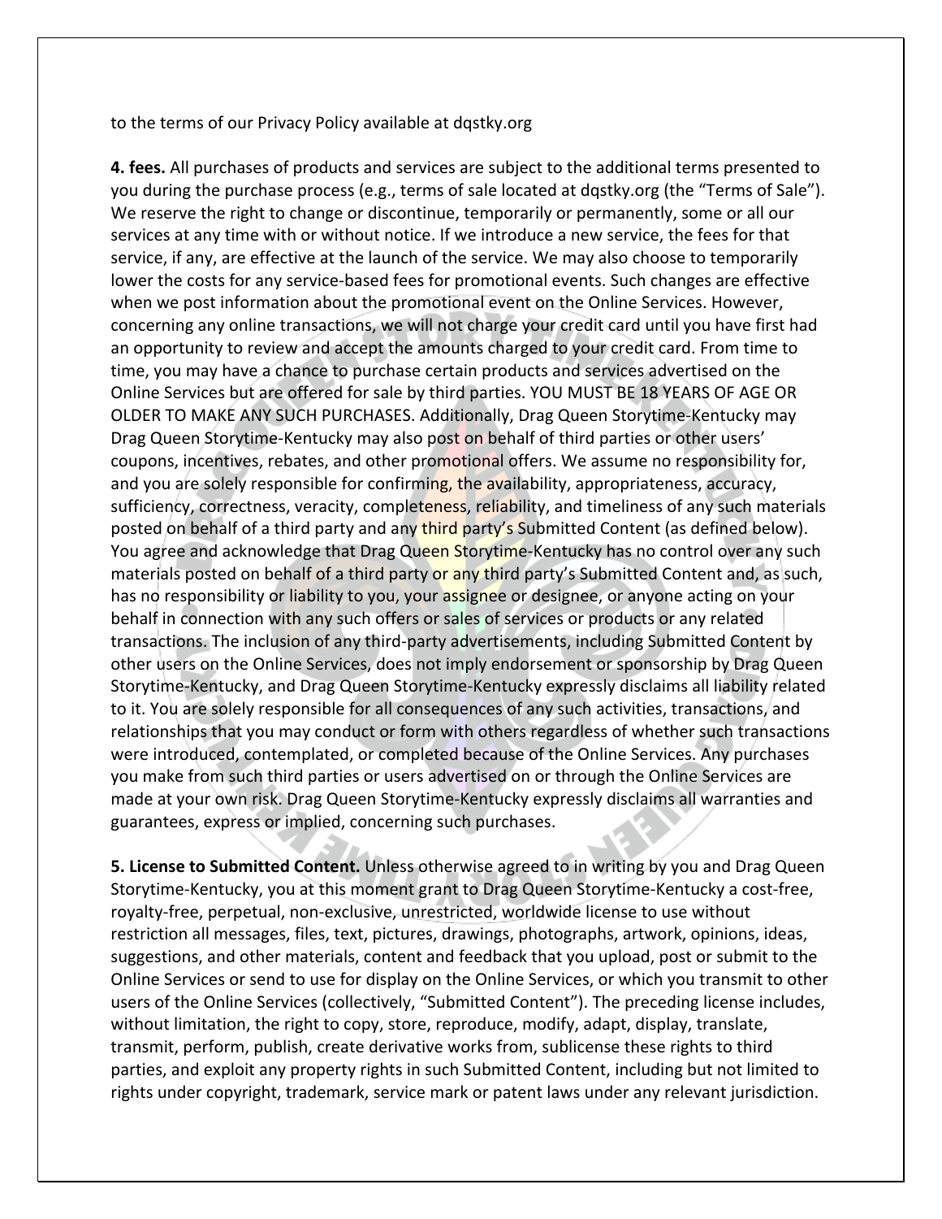to the terms of our Privacy Policy available at dqstky.org

**4. fees.** All purchases of products and services are subject to the additional terms presented to you during the purchase process (e.g., terms of sale located at dqstky.org (the "Terms of Sale"). We reserve the right to change or discontinue, temporarily or permanently, some or all our services at any time with or without notice. If we introduce a new service, the fees for that service, if any, are effective at the launch of the service. We may also choose to temporarily lower the costs for any service-based fees for promotional events. Such changes are effective when we post information about the promotional event on the Online Services. However, concerning any online transactions, we will not charge your credit card until you have first had an opportunity to review and accept the amounts charged to your credit card. From time to time, you may have a chance to purchase certain products and services advertised on the Online Services but are offered for sale by third parties. YOU MUST BE 18 YEARS OF AGE OR OLDER TO MAKE ANY SUCH PURCHASES. Additionally, Drag Queen Storytime-Kentucky may Drag Queen Storytime-Kentucky may also post on behalf of third parties or other users' coupons, incentives, rebates, and other promotional offers. We assume no responsibility for, and you are solely responsible for confirming, the availability, appropriateness, accuracy, sufficiency, correctness, veracity, completeness, reliability, and timeliness of any such materials posted on behalf of a third party and any third party's Submitted Content (as defined below). You agree and acknowledge that Drag Queen Storytime-Kentucky has no control over any such materials posted on behalf of a third party or any third party's Submitted Content and, as such, has no responsibility or liability to you, your assignee or designee, or anyone acting on your behalf in connection with any such offers or sales of services or products or any related transactions. The inclusion of any third-party advertisements, including Submitted Content by other users on the Online Services, does not imply endorsement or sponsorship by Drag Queen Storytime-Kentucky, and Drag Queen Storytime-Kentucky expressly disclaims all liability related to it. You are solely responsible for all consequences of any such activities, transactions, and relationships that you may conduct or form with others regardless of whether such transactions were introduced, contemplated, or completed because of the Online Services. Any purchases you make from such third parties or users advertised on or through the Online Services are made at your own risk. Drag Queen Storytime-Kentucky expressly disclaims all warranties and guarantees, express or implied, concerning such purchases.

**5. License to Submitted Content.** Unless otherwise agreed to in writing by you and Drag Queen Storytime-Kentucky, you at this moment grant to Drag Queen Storytime-Kentucky a cost-free, royalty-free, perpetual, non-exclusive, unrestricted, worldwide license to use without restriction all messages, files, text, pictures, drawings, photographs, artwork, opinions, ideas, suggestions, and other materials, content and feedback that you upload, post or submit to the Online Services or send to use for display on the Online Services, or which you transmit to other users of the Online Services (collectively, "Submitted Content"). The preceding license includes, without limitation, the right to copy, store, reproduce, modify, adapt, display, translate, transmit, perform, publish, create derivative works from, sublicense these rights to third parties, and exploit any property rights in such Submitted Content, including but not limited to rights under copyright, trademark, service mark or patent laws under any relevant jurisdiction.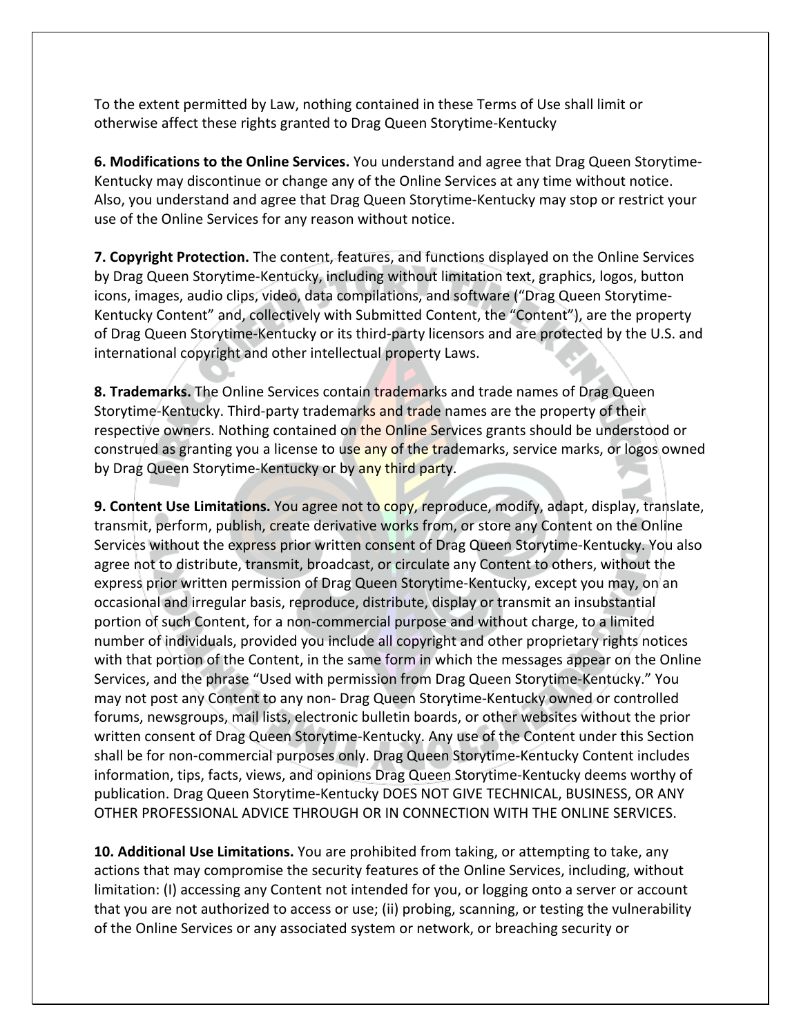To the extent permitted by Law, nothing contained in these Terms of Use shall limit or otherwise affect these rights granted to Drag Queen Storytime-Kentucky

**6. Modifications to the Online Services.** You understand and agree that Drag Queen Storytime-Kentucky may discontinue or change any of the Online Services at any time without notice. Also, you understand and agree that Drag Queen Storytime-Kentucky may stop or restrict your use of the Online Services for any reason without notice.

**7. Copyright Protection.** The content, features, and functions displayed on the Online Services by Drag Queen Storytime-Kentucky, including without limitation text, graphics, logos, button icons, images, audio clips, video, data compilations, and software ("Drag Queen Storytime-Kentucky Content" and, collectively with Submitted Content, the "Content"), are the property of Drag Queen Storytime-Kentucky or its third-party licensors and are protected by the U.S. and international copyright and other intellectual property Laws.

**8. Trademarks.** The Online Services contain trademarks and trade names of Drag Queen Storytime-Kentucky. Third-party trademarks and trade names are the property of their respective owners. Nothing contained on the Online Services grants should be understood or construed as granting you a license to use any of the trademarks, service marks, or logos owned by Drag Queen Storytime-Kentucky or by any third party.

**9. Content Use Limitations.** You agree not to copy, reproduce, modify, adapt, display, translate, transmit, perform, publish, create derivative works from, or store any Content on the Online Services without the express prior written consent of Drag Queen Storytime-Kentucky. You also agree not to distribute, transmit, broadcast, or circulate any Content to others, without the express prior written permission of Drag Queen Storytime-Kentucky, except you may, on an occasional and irregular basis, reproduce, distribute, display or transmit an insubstantial portion of such Content, for a non-commercial purpose and without charge, to a limited number of individuals, provided you include all copyright and other proprietary rights notices with that portion of the Content, in the same form in which the messages appear on the Online Services, and the phrase "Used with permission from Drag Queen Storytime-Kentucky." You may not post any Content to any non- Drag Queen Storytime-Kentucky owned or controlled forums, newsgroups, mail lists, electronic bulletin boards, or other websites without the prior written consent of Drag Queen Storytime-Kentucky. Any use of the Content under this Section shall be for non-commercial purposes only. Drag Queen Storytime-Kentucky Content includes information, tips, facts, views, and opinions Drag Queen Storytime-Kentucky deems worthy of publication. Drag Queen Storytime-Kentucky DOES NOT GIVE TECHNICAL, BUSINESS, OR ANY OTHER PROFESSIONAL ADVICE THROUGH OR IN CONNECTION WITH THE ONLINE SERVICES.

**10. Additional Use Limitations.** You are prohibited from taking, or attempting to take, any actions that may compromise the security features of the Online Services, including, without limitation: (I) accessing any Content not intended for you, or logging onto a server or account that you are not authorized to access or use; (ii) probing, scanning, or testing the vulnerability of the Online Services or any associated system or network, or breaching security or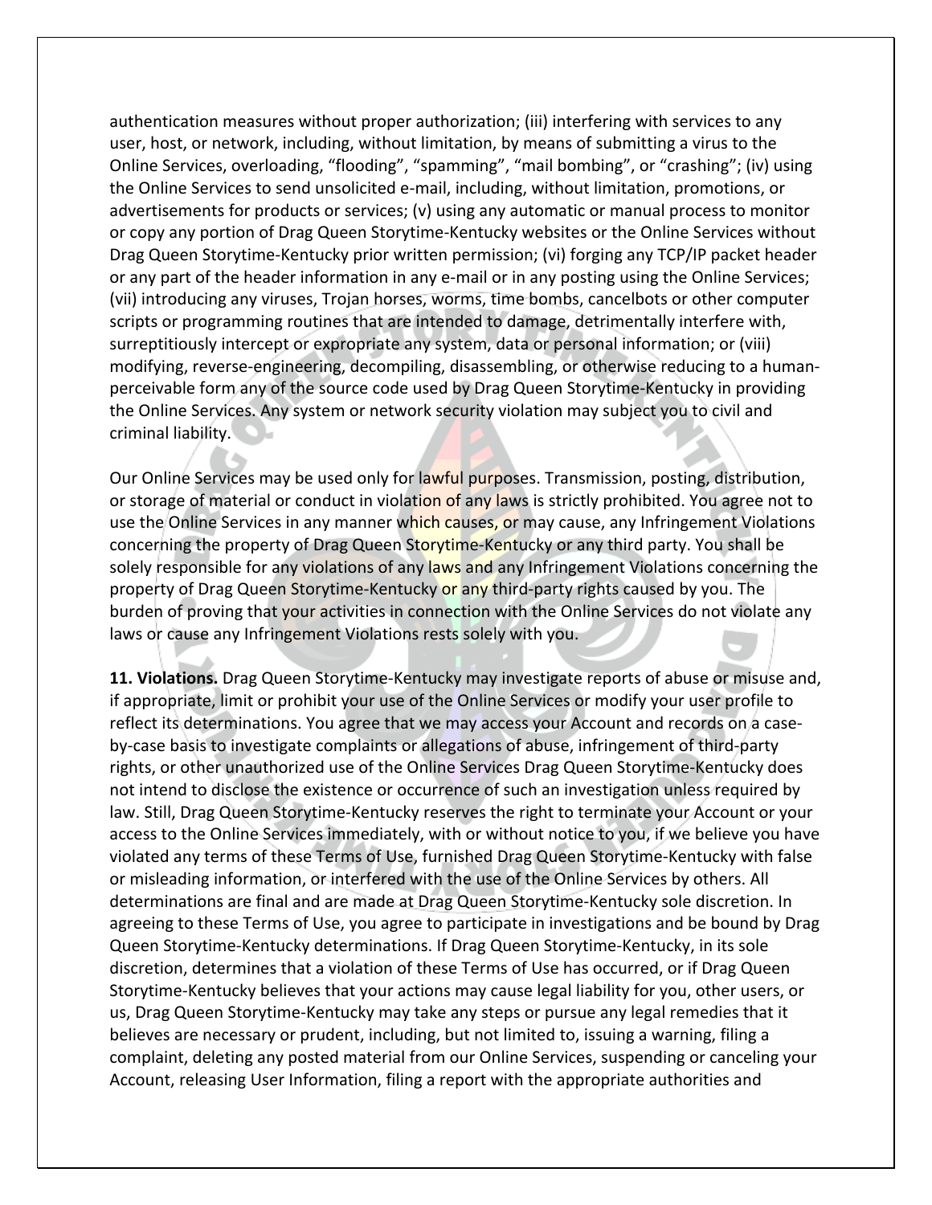authentication measures without proper authorization; (iii) interfering with services to any user, host, or network, including, without limitation, by means of submitting a virus to the Online Services, overloading, "flooding", "spamming", "mail bombing", or "crashing"; (iv) using the Online Services to send unsolicited e-mail, including, without limitation, promotions, or advertisements for products or services; (v) using any automatic or manual process to monitor or copy any portion of Drag Queen Storytime-Kentucky websites or the Online Services without Drag Queen Storytime-Kentucky prior written permission; (vi) forging any TCP/IP packet header or any part of the header information in any e-mail or in any posting using the Online Services; (vii) introducing any viruses, Trojan horses, worms, time bombs, cancelbots or other computer scripts or programming routines that are intended to damage, detrimentally interfere with, surreptitiously intercept or expropriate any system, data or personal information; or (viii) modifying, reverse-engineering, decompiling, disassembling, or otherwise reducing to a human-perceivable form any of the source code used by Drag Queen Storytime-Kentucky in providing the Online Services. Any system or network security violation may subject you to civil and criminal liability.

Our Online Services may be used only for lawful purposes. Transmission, posting, distribution, or storage of material or conduct in violation of any laws is strictly prohibited. You agree not to use the Online Services in any manner which causes, or may cause, any Infringement Violations concerning the property of Drag Queen Storytime-Kentucky or any third party. You shall be solely responsible for any violations of any laws and any Infringement Violations concerning the property of Drag Queen Storytime-Kentucky or any third-party rights caused by you. The burden of proving that your activities in connection with the Online Services do not violate any laws or cause any Infringement Violations rests solely with you.

**11. Violations.** Drag Queen Storytime-Kentucky may investigate reports of abuse or misuse and, if appropriate, limit or prohibit your use of the Online Services or modify your user profile to reflect its determinations. You agree that we may access your Account and records on a case-by-case basis to investigate complaints or allegations of abuse, infringement of third-party rights, or other unauthorized use of the Online Services Drag Queen Storytime-Kentucky does not intend to disclose the existence or occurrence of such an investigation unless required by law. Still, Drag Queen Storytime-Kentucky reserves the right to terminate your Account or your access to the Online Services immediately, with or without notice to you, if we believe you have violated any terms of these Terms of Use, furnished Drag Queen Storytime-Kentucky with false or misleading information, or interfered with the use of the Online Services by others. All determinations are final and are made at Drag Queen Storytime-Kentucky sole discretion. In agreeing to these Terms of Use, you agree to participate in investigations and be bound by Drag Queen Storytime-Kentucky determinations. If Drag Queen Storytime-Kentucky, in its sole discretion, determines that a violation of these Terms of Use has occurred, or if Drag Queen Storytime-Kentucky believes that your actions may cause legal liability for you, other users, or us, Drag Queen Storytime-Kentucky may take any steps or pursue any legal remedies that it believes are necessary or prudent, including, but not limited to, issuing a warning, filing a complaint, deleting any posted material from our Online Services, suspending or canceling your Account, releasing User Information, filing a report with the appropriate authorities and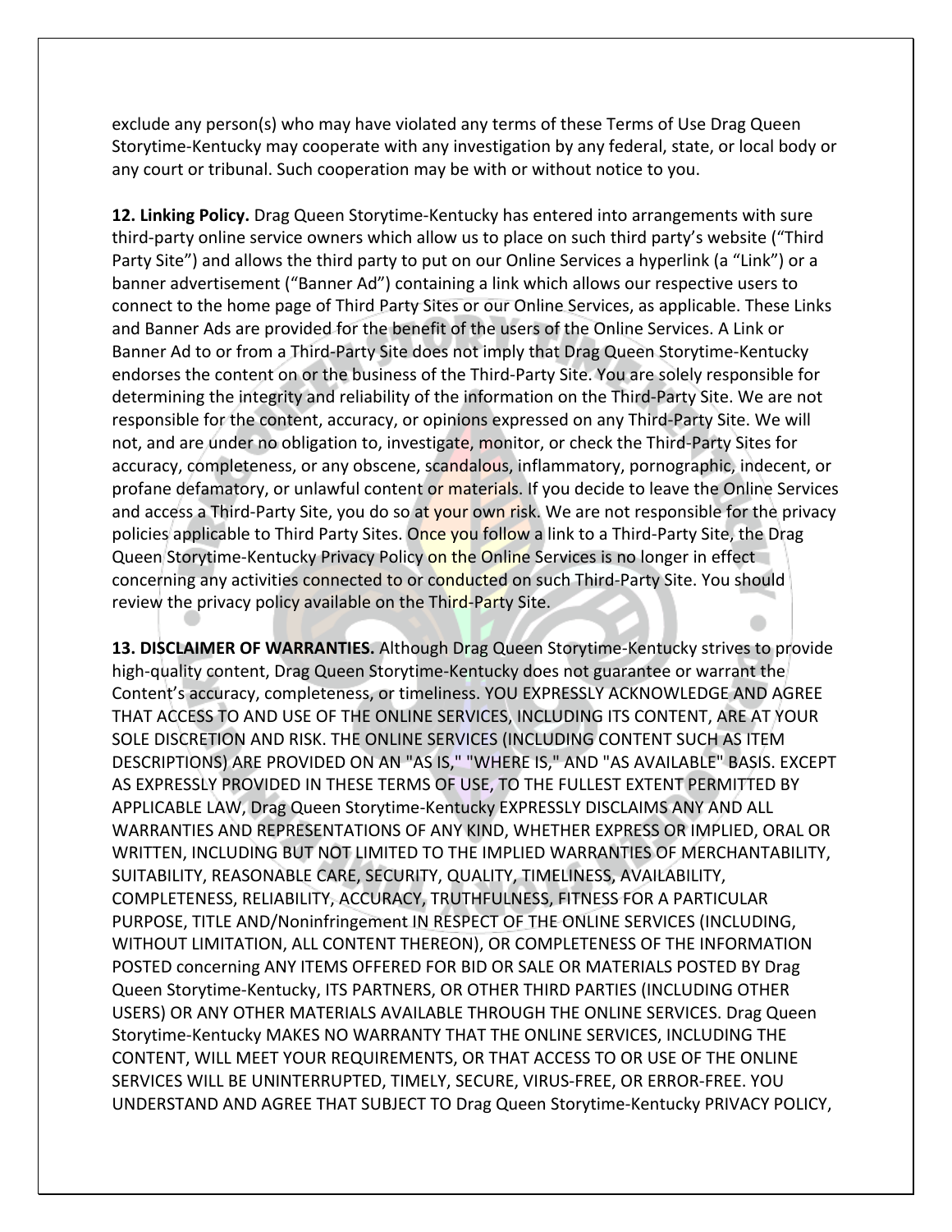exclude any person(s) who may have violated any terms of these Terms of Use Drag Queen Storytime-Kentucky may cooperate with any investigation by any federal, state, or local body or any court or tribunal. Such cooperation may be with or without notice to you.

**12. Linking Policy.** Drag Queen Storytime-Kentucky has entered into arrangements with sure third-party online service owners which allow us to place on such third party's website ("Third Party Site") and allows the third party to put on our Online Services a hyperlink (a "Link") or a banner advertisement ("Banner Ad") containing a link which allows our respective users to connect to the home page of Third Party Sites or our Online Services, as applicable. These Links and Banner Ads are provided for the benefit of the users of the Online Services. A Link or Banner Ad to or from a Third-Party Site does not imply that Drag Queen Storytime-Kentucky endorses the content on or the business of the Third-Party Site. You are solely responsible for determining the integrity and reliability of the information on the Third-Party Site. We are not responsible for the content, accuracy, or opinions expressed on any Third-Party Site. We will not, and are under no obligation to, investigate, monitor, or check the Third-Party Sites for accuracy, completeness, or any obscene, scandalous, inflammatory, pornographic, indecent, or profane defamatory, or unlawful content or materials. If you decide to leave the Online Services and access a Third-Party Site, you do so at your own risk. We are not responsible for the privacy policies applicable to Third Party Sites. Once you follow a link to a Third-Party Site, the Drag Queen Storytime-Kentucky Privacy Policy on the Online Services is no longer in effect concerning any activities connected to or conducted on such Third-Party Site. You should review the privacy policy available on the Third-Party Site.

**13. DISCLAIMER OF WARRANTIES.** Although Drag Queen Storytime-Kentucky strives to provide high-quality content, Drag Queen Storytime-Kentucky does not guarantee or warrant the Content's accuracy, completeness, or timeliness. YOU EXPRESSLY ACKNOWLEDGE AND AGREE THAT ACCESS TO AND USE OF THE ONLINE SERVICES, INCLUDING ITS CONTENT, ARE AT YOUR SOLE DISCRETION AND RISK. THE ONLINE SERVICES (INCLUDING CONTENT SUCH AS ITEM DESCRIPTIONS) ARE PROVIDED ON AN "AS IS," "WHERE IS," AND "AS AVAILABLE" BASIS. EXCEPT AS EXPRESSLY PROVIDED IN THESE TERMS OF USE, TO THE FULLEST EXTENT PERMITTED BY APPLICABLE LAW, Drag Queen Storytime-Kentucky EXPRESSLY DISCLAIMS ANY AND ALL WARRANTIES AND REPRESENTATIONS OF ANY KIND, WHETHER EXPRESS OR IMPLIED, ORAL OR WRITTEN, INCLUDING BUT NOT LIMITED TO THE IMPLIED WARRANTIES OF MERCHANTABILITY, SUITABILITY, REASONABLE CARE, SECURITY, QUALITY, TIMELINESS, AVAILABILITY, COMPLETENESS, RELIABILITY, ACCURACY, TRUTHFULNESS, FITNESS FOR A PARTICULAR PURPOSE, TITLE AND/Noninfringement IN RESPECT OF THE ONLINE SERVICES (INCLUDING, WITHOUT LIMITATION, ALL CONTENT THEREON), OR COMPLETENESS OF THE INFORMATION POSTED concerning ANY ITEMS OFFERED FOR BID OR SALE OR MATERIALS POSTED BY Drag Queen Storytime-Kentucky, ITS PARTNERS, OR OTHER THIRD PARTIES (INCLUDING OTHER USERS) OR ANY OTHER MATERIALS AVAILABLE THROUGH THE ONLINE SERVICES. Drag Queen Storytime-Kentucky MAKES NO WARRANTY THAT THE ONLINE SERVICES, INCLUDING THE CONTENT, WILL MEET YOUR REQUIREMENTS, OR THAT ACCESS TO OR USE OF THE ONLINE SERVICES WILL BE UNINTERRUPTED, TIMELY, SECURE, VIRUS-FREE, OR ERROR-FREE. YOU UNDERSTAND AND AGREE THAT SUBJECT TO Drag Queen Storytime-Kentucky PRIVACY POLICY,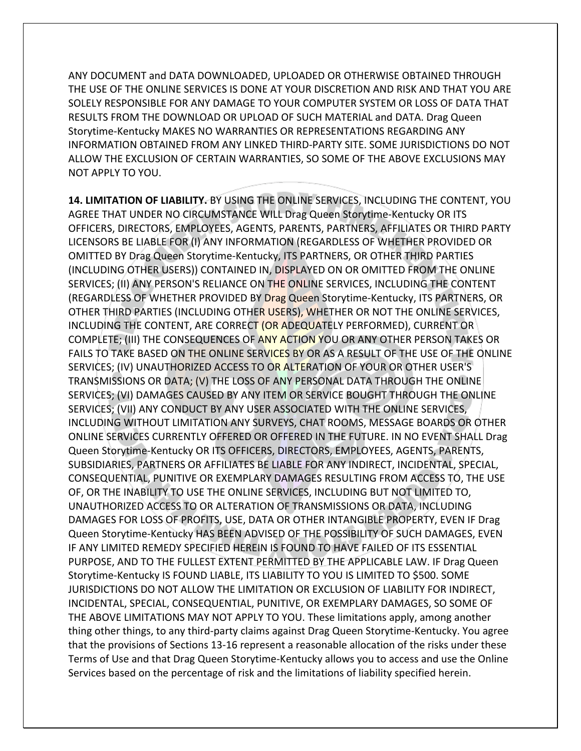ANY DOCUMENT and DATA DOWNLOADED, UPLOADED OR OTHERWISE OBTAINED THROUGH THE USE OF THE ONLINE SERVICES IS DONE AT YOUR DISCRETION AND RISK AND THAT YOU ARE SOLELY RESPONSIBLE FOR ANY DAMAGE TO YOUR COMPUTER SYSTEM OR LOSS OF DATA THAT RESULTS FROM THE DOWNLOAD OR UPLOAD OF SUCH MATERIAL and DATA. Drag Queen Storytime-Kentucky MAKES NO WARRANTIES OR REPRESENTATIONS REGARDING ANY INFORMATION OBTAINED FROM ANY LINKED THIRD-PARTY SITE. SOME JURISDICTIONS DO NOT ALLOW THE EXCLUSION OF CERTAIN WARRANTIES, SO SOME OF THE ABOVE EXCLUSIONS MAY NOT APPLY TO YOU.

**14. LIMITATION OF LIABILITY.** BY USING THE ONLINE SERVICES, INCLUDING THE CONTENT, YOU AGREE THAT UNDER NO CIRCUMSTANCE WILL Drag Queen Storytime-Kentucky OR ITS OFFICERS, DIRECTORS, EMPLOYEES, AGENTS, PARENTS, PARTNERS, AFFILIATES OR THIRD PARTY LICENSORS BE LIABLE FOR (I) ANY INFORMATION (REGARDLESS OF WHETHER PROVIDED OR OMITTED BY Drag Queen Storytime-Kentucky, ITS PARTNERS, OR OTHER THIRD PARTIES (INCLUDING OTHER USERS)) CONTAINED IN, DISPLAYED ON OR OMITTED FROM THE ONLINE SERVICES; (II) ANY PERSON'S RELIANCE ON THE ONLINE SERVICES, INCLUDING THE CONTENT (REGARDLESS OF WHETHER PROVIDED BY Drag Queen Storytime-Kentucky, ITS PARTNERS, OR OTHER THIRD PARTIES (INCLUDING OTHER USERS), WHETHER OR NOT THE ONLINE SERVICES, INCLUDING THE CONTENT, ARE CORRECT (OR ADEQUATELY PERFORMED), CURRENT OR COMPLETE; (III) THE CONSEQUENCES OF ANY ACTION YOU OR ANY OTHER PERSON TAKES OR FAILS TO TAKE BASED ON THE ONLINE SERVICES BY OR AS A RESULT OF THE USE OF THE ONLINE SERVICES; (IV) UNAUTHORIZED ACCESS TO OR ALTERATION OF YOUR OR OTHER USER'S TRANSMISSIONS OR DATA; (V) THE LOSS OF ANY PERSONAL DATA THROUGH THE ONLINE SERVICES; (VI) DAMAGES CAUSED BY ANY ITEM OR SERVICE BOUGHT THROUGH THE ONLINE SERVICES; (VII) ANY CONDUCT BY ANY USER ASSOCIATED WITH THE ONLINE SERVICES, INCLUDING WITHOUT LIMITATION ANY SURVEYS, CHAT ROOMS, MESSAGE BOARDS OR OTHER ONLINE SERVICES CURRENTLY OFFERED OR OFFERED IN THE FUTURE. IN NO EVENT SHALL Drag Queen Storytime-Kentucky OR ITS OFFICERS, DIRECTORS, EMPLOYEES, AGENTS, PARENTS, SUBSIDIARIES, PARTNERS OR AFFILIATES BE LIABLE FOR ANY INDIRECT, INCIDENTAL, SPECIAL, CONSEQUENTIAL, PUNITIVE OR EXEMPLARY DAMAGES RESULTING FROM ACCESS TO, THE USE OF, OR THE INABILITY TO USE THE ONLINE SERVICES, INCLUDING BUT NOT LIMITED TO, UNAUTHORIZED ACCESS TO OR ALTERATION OF TRANSMISSIONS OR DATA, INCLUDING DAMAGES FOR LOSS OF PROFITS, USE, DATA OR OTHER INTANGIBLE PROPERTY, EVEN IF Drag Queen Storytime-Kentucky HAS BEEN ADVISED OF THE POSSIBILITY OF SUCH DAMAGES, EVEN IF ANY LIMITED REMEDY SPECIFIED HEREIN IS FOUND TO HAVE FAILED OF ITS ESSENTIAL PURPOSE, AND TO THE FULLEST EXTENT PERMITTED BY THE APPLICABLE LAW. IF Drag Queen Storytime-Kentucky IS FOUND LIABLE, ITS LIABILITY TO YOU IS LIMITED TO $500. SOME JURISDICTIONS DO NOT ALLOW THE LIMITATION OR EXCLUSION OF LIABILITY FOR INDIRECT, INCIDENTAL, SPECIAL, CONSEQUENTIAL, PUNITIVE, OR EXEMPLARY DAMAGES, SO SOME OF THE ABOVE LIMITATIONS MAY NOT APPLY TO YOU. These limitations apply, among another thing other things, to any third-party claims against Drag Queen Storytime-Kentucky. You agree that the provisions of Sections 13-16 represent a reasonable allocation of the risks under these Terms of Use and that Drag Queen Storytime-Kentucky allows you to access and use the Online Services based on the percentage of risk and the limitations of liability specified herein.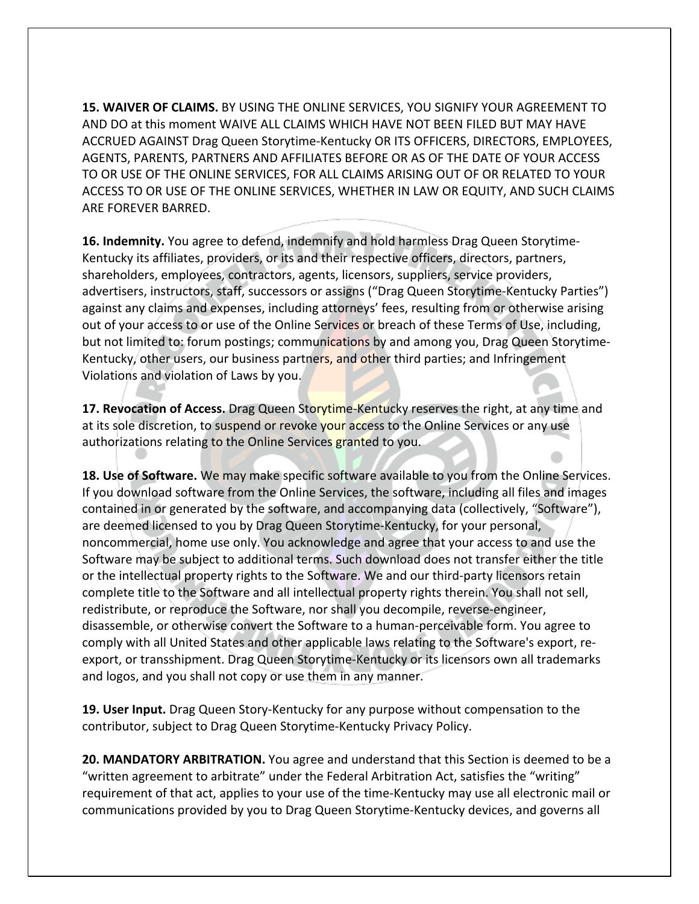**15. WAIVER OF CLAIMS.** BY USING THE ONLINE SERVICES, YOU SIGNIFY YOUR AGREEMENT TO AND DO at this moment WAIVE ALL CLAIMS WHICH HAVE NOT BEEN FILED BUT MAY HAVE ACCRUED AGAINST Drag Queen Storytime-Kentucky OR ITS OFFICERS, DIRECTORS, EMPLOYEES, AGENTS, PARENTS, PARTNERS AND AFFILIATES BEFORE OR AS OF THE DATE OF YOUR ACCESS TO OR USE OF THE ONLINE SERVICES, FOR ALL CLAIMS ARISING OUT OF OR RELATED TO YOUR ACCESS TO OR USE OF THE ONLINE SERVICES, WHETHER IN LAW OR EQUITY, AND SUCH CLAIMS ARE FOREVER BARRED.

**16. Indemnity.** You agree to defend, indemnify and hold harmless Drag Queen Storytime-Kentucky its affiliates, providers, or its and their respective officers, directors, partners, shareholders, employees, contractors, agents, licensors, suppliers, service providers, advertisers, instructors, staff, successors or assigns ("Drag Queen Storytime-Kentucky Parties") against any claims and expenses, including attorneys' fees, resulting from or otherwise arising out of your access to or use of the Online Services or breach of these Terms of Use, including, but not limited to: forum postings; communications by and among you, Drag Queen Storytime-Kentucky, other users, our business partners, and other third parties; and Infringement Violations and violation of Laws by you.

**17. Revocation of Access.** Drag Queen Storytime-Kentucky reserves the right, at any time and at its sole discretion, to suspend or revoke your access to the Online Services or any use authorizations relating to the Online Services granted to you.

**18. Use of Software.** We may make specific software available to you from the Online Services. If you download software from the Online Services, the software, including all files and images contained in or generated by the software, and accompanying data (collectively, "Software"), are deemed licensed to you by Drag Queen Storytime-Kentucky, for your personal, noncommercial, home use only. You acknowledge and agree that your access to and use the Software may be subject to additional terms. Such download does not transfer either the title or the intellectual property rights to the Software. We and our third-party licensors retain complete title to the Software and all intellectual property rights therein. You shall not sell, redistribute, or reproduce the Software, nor shall you decompile, reverse-engineer, disassemble, or otherwise convert the Software to a human-perceivable form. You agree to comply with all United States and other applicable laws relating to the Software's export, re-export, or transshipment. Drag Queen Storytime-Kentucky or its licensors own all trademarks and logos, and you shall not copy or use them in any manner.

**19. User Input.** Drag Queen Story-Kentucky for any purpose without compensation to the contributor, subject to Drag Queen Storytime-Kentucky Privacy Policy.

**20. MANDATORY ARBITRATION.** You agree and understand that this Section is deemed to be a "written agreement to arbitrate" under the Federal Arbitration Act, satisfies the "writing" requirement of that act, applies to your use of the time-Kentucky may use all electronic mail or communications provided by you to Drag Queen Storytime-Kentucky devices, and governs all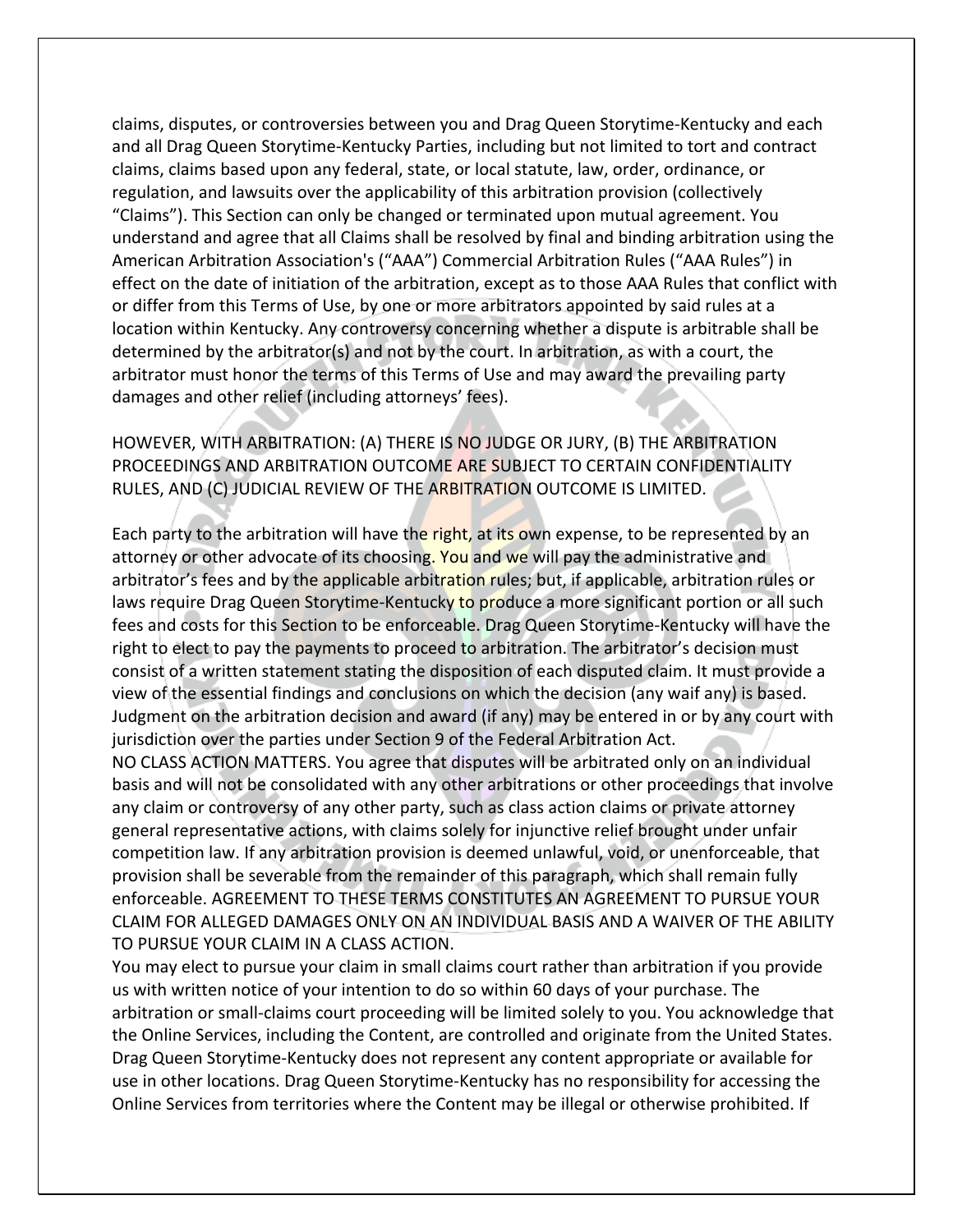claims, disputes, or controversies between you and Drag Queen Storytime-Kentucky and each and all Drag Queen Storytime-Kentucky Parties, including but not limited to tort and contract claims, claims based upon any federal, state, or local statute, law, order, ordinance, or regulation, and lawsuits over the applicability of this arbitration provision (collectively "Claims"). This Section can only be changed or terminated upon mutual agreement. You understand and agree that all Claims shall be resolved by final and binding arbitration using the American Arbitration Association's ("AAA") Commercial Arbitration Rules ("AAA Rules") in effect on the date of initiation of the arbitration, except as to those AAA Rules that conflict with or differ from this Terms of Use, by one or more arbitrators appointed by said rules at a location within Kentucky. Any controversy concerning whether a dispute is arbitrable shall be determined by the arbitrator(s) and not by the court. In arbitration, as with a court, the arbitrator must honor the terms of this Terms of Use and may award the prevailing party damages and other relief (including attorneys' fees).

HOWEVER, WITH ARBITRATION: (A) THERE IS NO JUDGE OR JURY, (B) THE ARBITRATION PROCEEDINGS AND ARBITRATION OUTCOME ARE SUBJECT TO CERTAIN CONFIDENTIALITY RULES, AND (C) JUDICIAL REVIEW OF THE ARBITRATION OUTCOME IS LIMITED.

Each party to the arbitration will have the right, at its own expense, to be represented by an attorney or other advocate of its choosing. You and we will pay the administrative and arbitrator's fees and by the applicable arbitration rules; but, if applicable, arbitration rules or laws require Drag Queen Storytime-Kentucky to produce a more significant portion or all such fees and costs for this Section to be enforceable. Drag Queen Storytime-Kentucky will have the right to elect to pay the payments to proceed to arbitration. The arbitrator's decision must consist of a written statement stating the disposition of each disputed claim. It must provide a view of the essential findings and conclusions on which the decision (any waif any) is based. Judgment on the arbitration decision and award (if any) may be entered in or by any court with jurisdiction over the parties under Section 9 of the Federal Arbitration Act.
NO CLASS ACTION MATTERS. You agree that disputes will be arbitrated only on an individual basis and will not be consolidated with any other arbitrations or other proceedings that involve any claim or controversy of any other party, such as class action claims or private attorney general representative actions, with claims solely for injunctive relief brought under unfair competition law. If any arbitration provision is deemed unlawful, void, or unenforceable, that provision shall be severable from the remainder of this paragraph, which shall remain fully enforceable. AGREEMENT TO THESE TERMS CONSTITUTES AN AGREEMENT TO PURSUE YOUR CLAIM FOR ALLEGED DAMAGES ONLY ON AN INDIVIDUAL BASIS AND A WAIVER OF THE ABILITY TO PURSUE YOUR CLAIM IN A CLASS ACTION.
You may elect to pursue your claim in small claims court rather than arbitration if you provide us with written notice of your intention to do so within 60 days of your purchase. The arbitration or small-claims court proceeding will be limited solely to you. You acknowledge that the Online Services, including the Content, are controlled and originate from the United States. Drag Queen Storytime-Kentucky does not represent any content appropriate or available for use in other locations. Drag Queen Storytime-Kentucky has no responsibility for accessing the Online Services from territories where the Content may be illegal or otherwise prohibited. If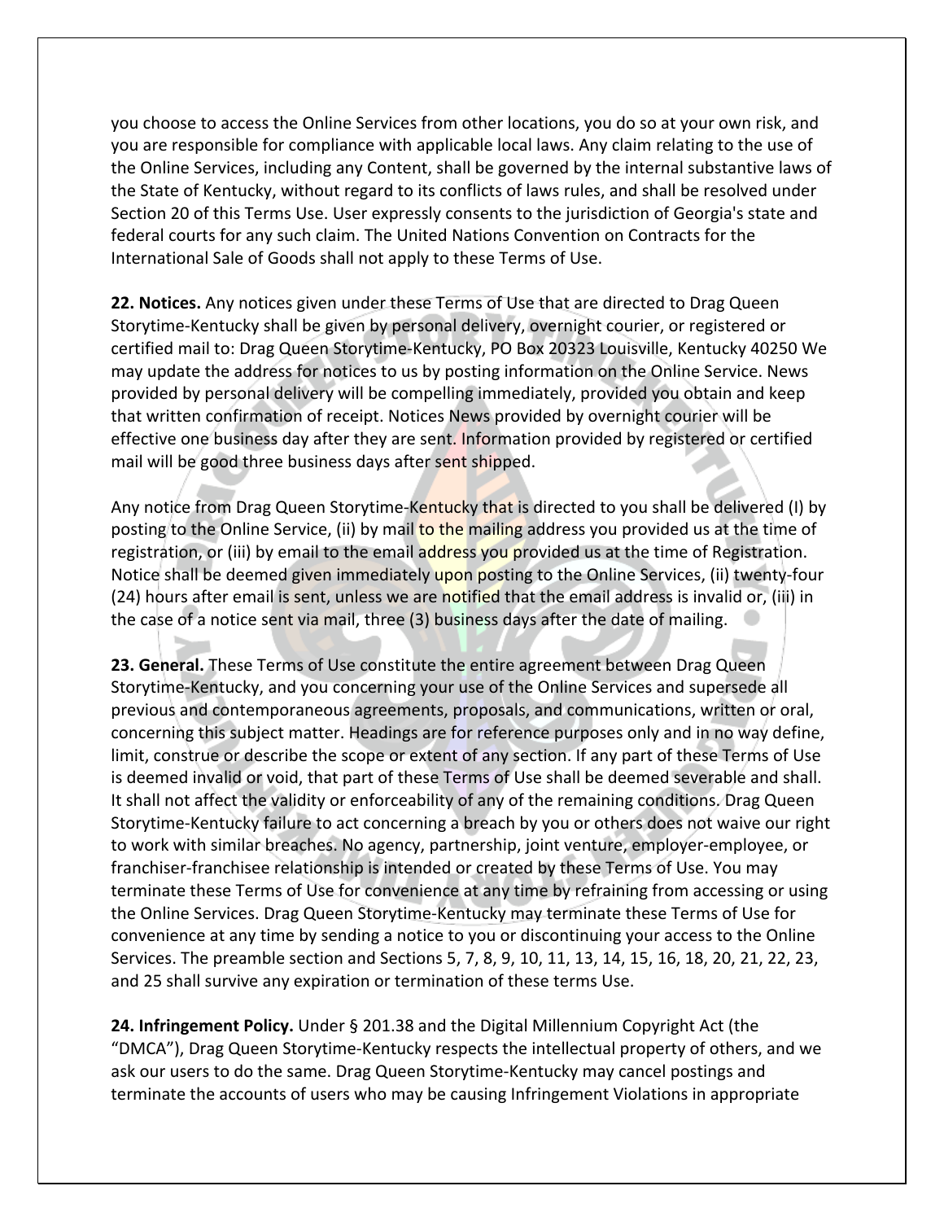you choose to access the Online Services from other locations, you do so at your own risk, and you are responsible for compliance with applicable local laws. Any claim relating to the use of the Online Services, including any Content, shall be governed by the internal substantive laws of the State of Kentucky, without regard to its conflicts of laws rules, and shall be resolved under Section 20 of this Terms Use. User expressly consents to the jurisdiction of Georgia's state and federal courts for any such claim. The United Nations Convention on Contracts for the International Sale of Goods shall not apply to these Terms of Use.

**22. Notices.** Any notices given under these Terms of Use that are directed to Drag Queen Storytime-Kentucky shall be given by personal delivery, overnight courier, or registered or certified mail to: Drag Queen Storytime-Kentucky, PO Box 20323 Louisville, Kentucky 40250 We may update the address for notices to us by posting information on the Online Service. News provided by personal delivery will be compelling immediately, provided you obtain and keep that written confirmation of receipt. Notices News provided by overnight courier will be effective one business day after they are sent. Information provided by registered or certified mail will be good three business days after sent shipped.

Any notice from Drag Queen Storytime-Kentucky that is directed to you shall be delivered (I) by posting to the Online Service, (ii) by mail to the mailing address you provided us at the time of registration, or (iii) by email to the email address you provided us at the time of Registration. Notice shall be deemed given immediately upon posting to the Online Services, (ii) twenty-four (24) hours after email is sent, unless we are notified that the email address is invalid or, (iii) in the case of a notice sent via mail, three (3) business days after the date of mailing.

**23. General.** These Terms of Use constitute the entire agreement between Drag Queen Storytime-Kentucky, and you concerning your use of the Online Services and supersede all previous and contemporaneous agreements, proposals, and communications, written or oral, concerning this subject matter. Headings are for reference purposes only and in no way define, limit, construe or describe the scope or extent of any section. If any part of these Terms of Use is deemed invalid or void, that part of these Terms of Use shall be deemed severable and shall. It shall not affect the validity or enforceability of any of the remaining conditions. Drag Queen Storytime-Kentucky failure to act concerning a breach by you or others does not waive our right to work with similar breaches. No agency, partnership, joint venture, employer-employee, or franchiser-franchisee relationship is intended or created by these Terms of Use. You may terminate these Terms of Use for convenience at any time by refraining from accessing or using the Online Services. Drag Queen Storytime-Kentucky may terminate these Terms of Use for convenience at any time by sending a notice to you or discontinuing your access to the Online Services. The preamble section and Sections 5, 7, 8, 9, 10, 11, 13, 14, 15, 16, 18, 20, 21, 22, 23, and 25 shall survive any expiration or termination of these terms Use.

**24. Infringement Policy.** Under § 201.38 and the Digital Millennium Copyright Act (the "DMCA"), Drag Queen Storytime-Kentucky respects the intellectual property of others, and we ask our users to do the same. Drag Queen Storytime-Kentucky may cancel postings and terminate the accounts of users who may be causing Infringement Violations in appropriate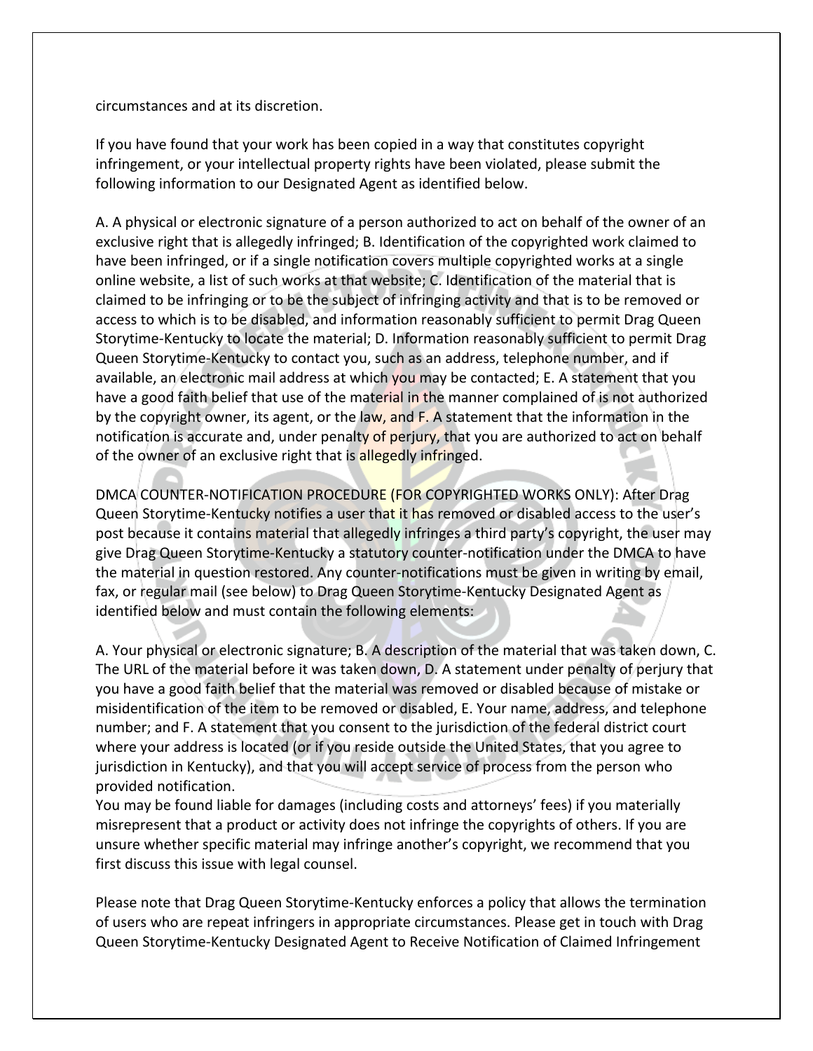circumstances and at its discretion.

If you have found that your work has been copied in a way that constitutes copyright infringement, or your intellectual property rights have been violated, please submit the following information to our Designated Agent as identified below.

A. A physical or electronic signature of a person authorized to act on behalf of the owner of an exclusive right that is allegedly infringed; B. Identification of the copyrighted work claimed to have been infringed, or if a single notification covers multiple copyrighted works at a single online website, a list of such works at that website; C. Identification of the material that is claimed to be infringing or to be the subject of infringing activity and that is to be removed or access to which is to be disabled, and information reasonably sufficient to permit Drag Queen Storytime-Kentucky to locate the material; D. Information reasonably sufficient to permit Drag Queen Storytime-Kentucky to contact you, such as an address, telephone number, and if available, an electronic mail address at which you may be contacted; E. A statement that you have a good faith belief that use of the material in the manner complained of is not authorized by the copyright owner, its agent, or the law, and F. A statement that the information in the notification is accurate and, under penalty of perjury, that you are authorized to act on behalf of the owner of an exclusive right that is allegedly infringed.

DMCA COUNTER-NOTIFICATION PROCEDURE (FOR COPYRIGHTED WORKS ONLY): After Drag Queen Storytime-Kentucky notifies a user that it has removed or disabled access to the user's post because it contains material that allegedly infringes a third party's copyright, the user may give Drag Queen Storytime-Kentucky a statutory counter-notification under the DMCA to have the material in question restored. Any counter-notifications must be given in writing by email, fax, or regular mail (see below) to Drag Queen Storytime-Kentucky Designated Agent as identified below and must contain the following elements:

A. Your physical or electronic signature; B. A description of the material that was taken down, C. The URL of the material before it was taken down, D. A statement under penalty of perjury that you have a good faith belief that the material was removed or disabled because of mistake or misidentification of the item to be removed or disabled, E. Your name, address, and telephone number; and F. A statement that you consent to the jurisdiction of the federal district court where your address is located (or if you reside outside the United States, that you agree to jurisdiction in Kentucky), and that you will accept service of process from the person who provided notification.
You may be found liable for damages (including costs and attorneys' fees) if you materially misrepresent that a product or activity does not infringe the copyrights of others. If you are unsure whether specific material may infringe another's copyright, we recommend that you first discuss this issue with legal counsel.

Please note that Drag Queen Storytime-Kentucky enforces a policy that allows the termination of users who are repeat infringers in appropriate circumstances. Please get in touch with Drag Queen Storytime-Kentucky Designated Agent to Receive Notification of Claimed Infringement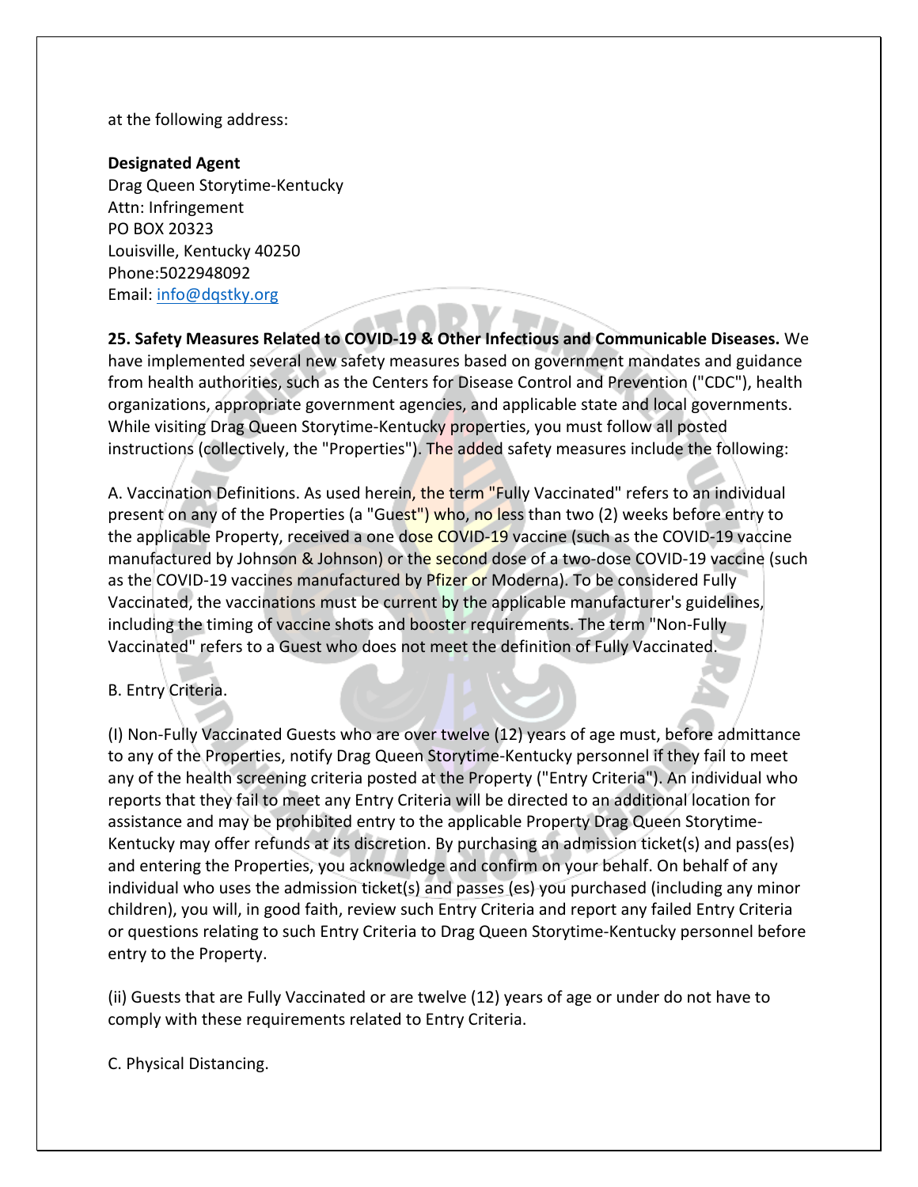at the following address:

**Designated Agent**
Drag Queen Storytime-Kentucky
Attn: Infringement
PO BOX 20323
Louisville, Kentucky 40250
Phone:5022948092
Email: info@dqstky.org

**25. Safety Measures Related to COVID-19 & Other Infectious and Communicable Diseases.** We have implemented several new safety measures based on government mandates and guidance from health authorities, such as the Centers for Disease Control and Prevention ("CDC"), health organizations, appropriate government agencies, and applicable state and local governments. While visiting Drag Queen Storytime-Kentucky properties, you must follow all posted instructions (collectively, the "Properties"). The added safety measures include the following:

A. Vaccination Definitions. As used herein, the term "Fully Vaccinated" refers to an individual present on any of the Properties (a "Guest") who, no less than two (2) weeks before entry to the applicable Property, received a one dose COVID-19 vaccine (such as the COVID-19 vaccine manufactured by Johnson & Johnson) or the second dose of a two-dose COVID-19 vaccine (such as the COVID-19 vaccines manufactured by Pfizer or Moderna). To be considered Fully Vaccinated, the vaccinations must be current by the applicable manufacturer's guidelines, including the timing of vaccine shots and booster requirements. The term "Non-Fully Vaccinated" refers to a Guest who does not meet the definition of Fully Vaccinated.

B. Entry Criteria.

(I) Non-Fully Vaccinated Guests who are over twelve (12) years of age must, before admittance to any of the Properties, notify Drag Queen Storytime-Kentucky personnel if they fail to meet any of the health screening criteria posted at the Property ("Entry Criteria"). An individual who reports that they fail to meet any Entry Criteria will be directed to an additional location for assistance and may be prohibited entry to the applicable Property Drag Queen Storytime-Kentucky may offer refunds at its discretion. By purchasing an admission ticket(s) and pass(es) and entering the Properties, you acknowledge and confirm on your behalf. On behalf of any individual who uses the admission ticket(s) and passes (es) you purchased (including any minor children), you will, in good faith, review such Entry Criteria and report any failed Entry Criteria or questions relating to such Entry Criteria to Drag Queen Storytime-Kentucky personnel before entry to the Property.

(ii) Guests that are Fully Vaccinated or are twelve (12) years of age or under do not have to comply with these requirements related to Entry Criteria.

C. Physical Distancing.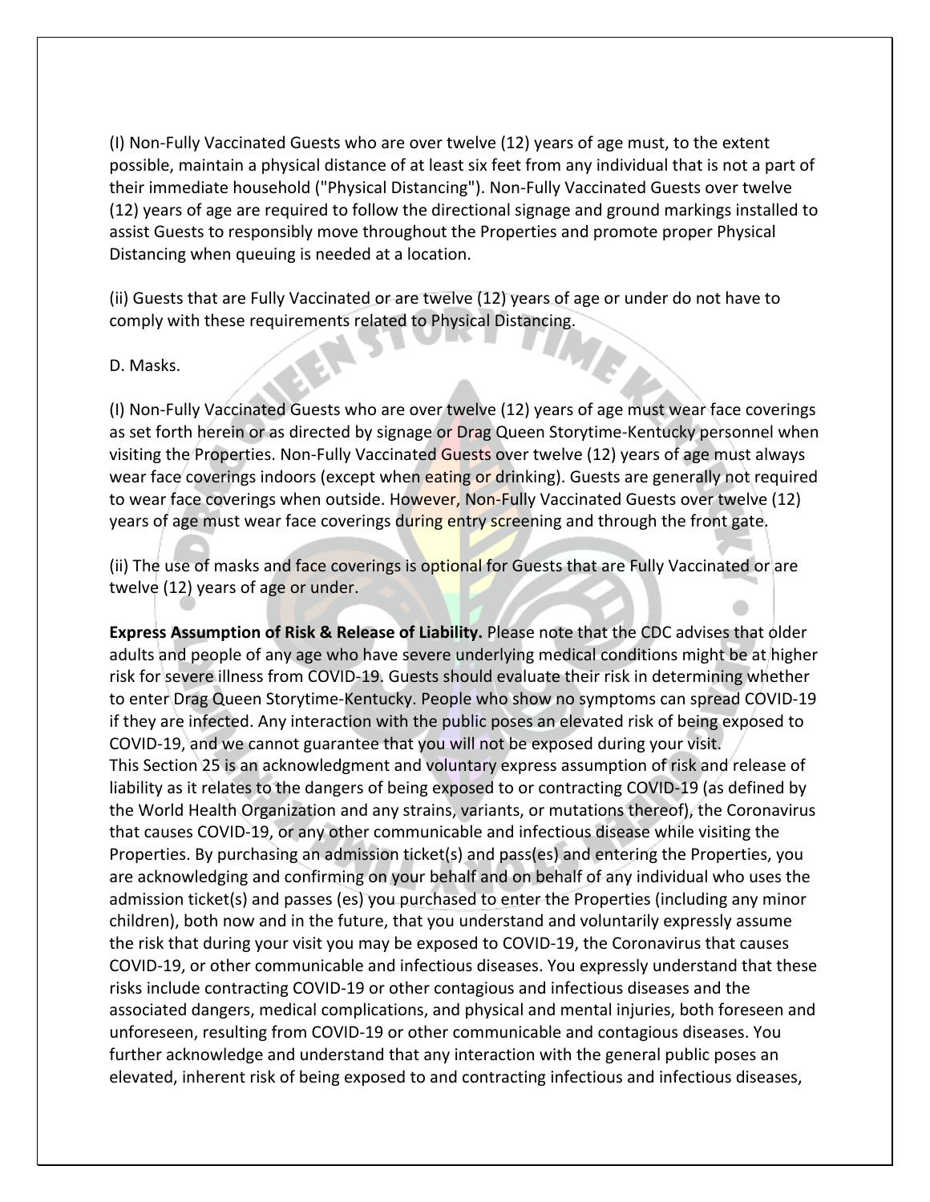(I) Non-Fully Vaccinated Guests who are over twelve (12) years of age must, to the extent possible, maintain a physical distance of at least six feet from any individual that is not a part of their immediate household ("Physical Distancing"). Non-Fully Vaccinated Guests over twelve (12) years of age are required to follow the directional signage and ground markings installed to assist Guests to responsibly move throughout the Properties and promote proper Physical Distancing when queuing is needed at a location.

(ii) Guests that are Fully Vaccinated or are twelve (12) years of age or under do not have to comply with these requirements related to Physical Distancing.

D. Masks.

(I) Non-Fully Vaccinated Guests who are over twelve (12) years of age must wear face coverings as set forth herein or as directed by signage or Drag Queen Storytime-Kentucky personnel when visiting the Properties. Non-Fully Vaccinated Guests over twelve (12) years of age must always wear face coverings indoors (except when eating or drinking). Guests are generally not required to wear face coverings when outside. However, Non-Fully Vaccinated Guests over twelve (12) years of age must wear face coverings during entry screening and through the front gate.

(ii) The use of masks and face coverings is optional for Guests that are Fully Vaccinated or are twelve (12) years of age or under.

**Express Assumption of Risk & Release of Liability.** Please note that the CDC advises that older adults and people of any age who have severe underlying medical conditions might be at higher risk for severe illness from COVID-19. Guests should evaluate their risk in determining whether to enter Drag Queen Storytime-Kentucky. People who show no symptoms can spread COVID-19 if they are infected. Any interaction with the public poses an elevated risk of being exposed to COVID-19, and we cannot guarantee that you will not be exposed during your visit.
This Section 25 is an acknowledgment and voluntary express assumption of risk and release of liability as it relates to the dangers of being exposed to or contracting COVID-19 (as defined by the World Health Organization and any strains, variants, or mutations thereof), the Coronavirus that causes COVID-19, or any other communicable and infectious disease while visiting the Properties. By purchasing an admission ticket(s) and pass(es) and entering the Properties, you are acknowledging and confirming on your behalf and on behalf of any individual who uses the admission ticket(s) and passes (es) you purchased to enter the Properties (including any minor children), both now and in the future, that you understand and voluntarily expressly assume the risk that during your visit you may be exposed to COVID-19, the Coronavirus that causes COVID-19, or other communicable and infectious diseases. You expressly understand that these risks include contracting COVID-19 or other contagious and infectious diseases and the associated dangers, medical complications, and physical and mental injuries, both foreseen and unforeseen, resulting from COVID-19 or other communicable and contagious diseases. You further acknowledge and understand that any interaction with the general public poses an elevated, inherent risk of being exposed to and contracting infectious and infectious diseases,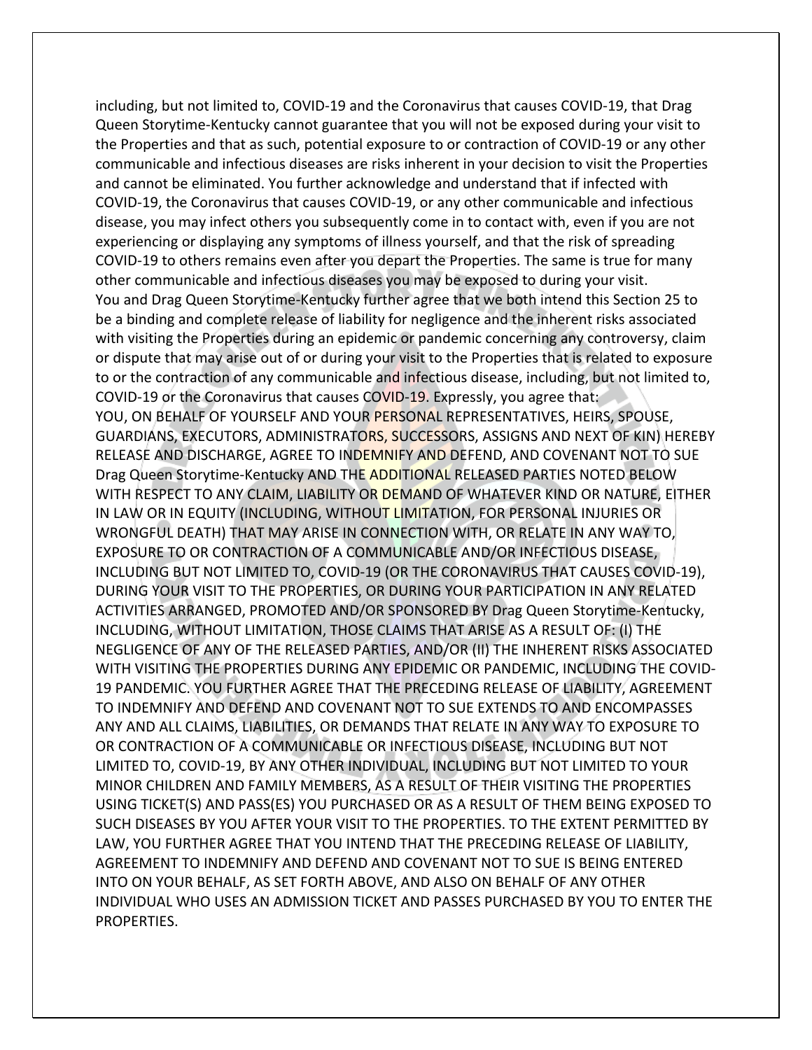including, but not limited to, COVID-19 and the Coronavirus that causes COVID-19, that Drag Queen Storytime-Kentucky cannot guarantee that you will not be exposed during your visit to the Properties and that as such, potential exposure to or contraction of COVID-19 or any other communicable and infectious diseases are risks inherent in your decision to visit the Properties and cannot be eliminated. You further acknowledge and understand that if infected with COVID-19, the Coronavirus that causes COVID-19, or any other communicable and infectious disease, you may infect others you subsequently come in to contact with, even if you are not experiencing or displaying any symptoms of illness yourself, and that the risk of spreading COVID-19 to others remains even after you depart the Properties. The same is true for many other communicable and infectious diseases you may be exposed to during your visit.

You and Drag Queen Storytime-Kentucky further agree that we both intend this Section 25 to be a binding and complete release of liability for negligence and the inherent risks associated with visiting the Properties during an epidemic or pandemic concerning any controversy, claim or dispute that may arise out of or during your visit to the Properties that is related to exposure to or the contraction of any communicable and infectious disease, including, but not limited to, COVID-19 or the Coronavirus that causes COVID-19. Expressly, you agree that:

YOU, ON BEHALF OF YOURSELF AND YOUR PERSONAL REPRESENTATIVES, HEIRS, SPOUSE, GUARDIANS, EXECUTORS, ADMINISTRATORS, SUCCESSORS, ASSIGNS AND NEXT OF KIN) HEREBY RELEASE AND DISCHARGE, AGREE TO INDEMNIFY AND DEFEND, AND COVENANT NOT TO SUE Drag Queen Storytime-Kentucky AND THE ADDITIONAL RELEASED PARTIES NOTED BELOW WITH RESPECT TO ANY CLAIM, LIABILITY OR DEMAND OF WHATEVER KIND OR NATURE, EITHER IN LAW OR IN EQUITY (INCLUDING, WITHOUT LIMITATION, FOR PERSONAL INJURIES OR WRONGFUL DEATH) THAT MAY ARISE IN CONNECTION WITH, OR RELATE IN ANY WAY TO, EXPOSURE TO OR CONTRACTION OF A COMMUNICABLE AND/OR INFECTIOUS DISEASE, INCLUDING BUT NOT LIMITED TO, COVID-19 (OR THE CORONAVIRUS THAT CAUSES COVID-19), DURING YOUR VISIT TO THE PROPERTIES, OR DURING YOUR PARTICIPATION IN ANY RELATED ACTIVITIES ARRANGED, PROMOTED AND/OR SPONSORED BY Drag Queen Storytime-Kentucky, INCLUDING, WITHOUT LIMITATION, THOSE CLAIMS THAT ARISE AS A RESULT OF: (I) THE NEGLIGENCE OF ANY OF THE RELEASED PARTIES, AND/OR (II) THE INHERENT RISKS ASSOCIATED WITH VISITING THE PROPERTIES DURING ANY EPIDEMIC OR PANDEMIC, INCLUDING THE COVID-19 PANDEMIC. YOU FURTHER AGREE THAT THE PRECEDING RELEASE OF LIABILITY, AGREEMENT TO INDEMNIFY AND DEFEND AND COVENANT NOT TO SUE EXTENDS TO AND ENCOMPASSES ANY AND ALL CLAIMS, LIABILITIES, OR DEMANDS THAT RELATE IN ANY WAY TO EXPOSURE TO OR CONTRACTION OF A COMMUNICABLE OR INFECTIOUS DISEASE, INCLUDING BUT NOT LIMITED TO, COVID-19, BY ANY OTHER INDIVIDUAL, INCLUDING BUT NOT LIMITED TO YOUR MINOR CHILDREN AND FAMILY MEMBERS, AS A RESULT OF THEIR VISITING THE PROPERTIES USING TICKET(S) AND PASS(ES) YOU PURCHASED OR AS A RESULT OF THEM BEING EXPOSED TO SUCH DISEASES BY YOU AFTER YOUR VISIT TO THE PROPERTIES. TO THE EXTENT PERMITTED BY LAW, YOU FURTHER AGREE THAT YOU INTEND THAT THE PRECEDING RELEASE OF LIABILITY, AGREEMENT TO INDEMNIFY AND DEFEND AND COVENANT NOT TO SUE IS BEING ENTERED INTO ON YOUR BEHALF, AS SET FORTH ABOVE, AND ALSO ON BEHALF OF ANY OTHER INDIVIDUAL WHO USES AN ADMISSION TICKET AND PASSES PURCHASED BY YOU TO ENTER THE PROPERTIES.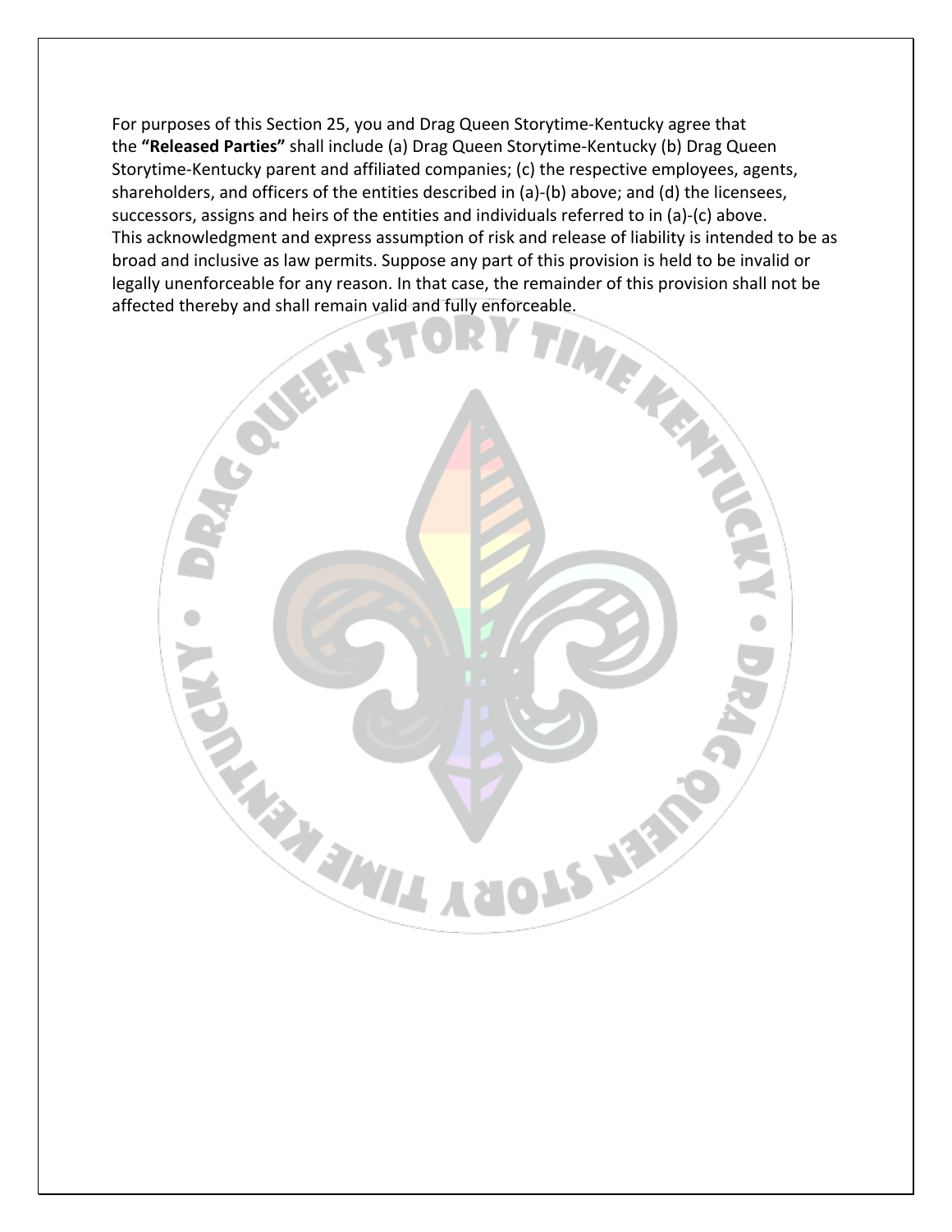For purposes of this Section 25, you and Drag Queen Storytime-Kentucky agree that the **"Released Parties"** shall include (a) Drag Queen Storytime-Kentucky (b) Drag Queen Storytime-Kentucky parent and affiliated companies; (c) the respective employees, agents, shareholders, and officers of the entities described in (a)-(b) above; and (d) the licensees, successors, assigns and heirs of the entities and individuals referred to in (a)-(c) above. This acknowledgment and express assumption of risk and release of liability is intended to be as broad and inclusive as law permits. Suppose any part of this provision is held to be invalid or legally unenforceable for any reason. In that case, the remainder of this provision shall not be affected thereby and shall remain valid and fully enforceable.